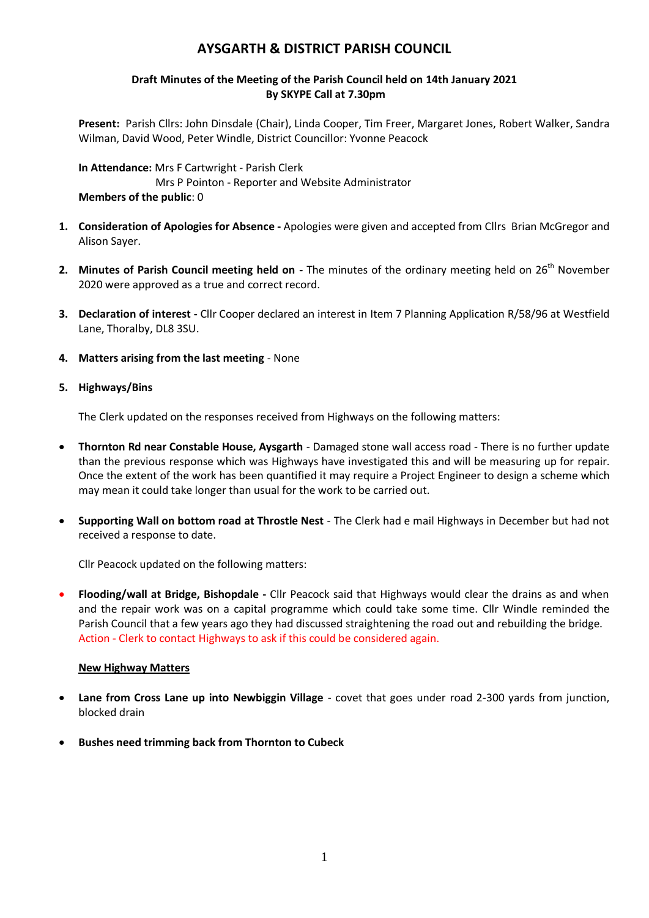# AYSGARTH & DISTRICT PARISH COUNCIL

**Draft Minutes of the Meeting of the Parish Council held on 14th January 2021**
**By SKYPE Call at 7.30pm**

**Present:** Parish Cllrs: John Dinsdale (Chair), Linda Cooper, Tim Freer, Margaret Jones, Robert Walker, Sandra Wilman, David Wood, Peter Windle, District Councillor: Yvonne Peacock

**In Attendance:** Mrs F Cartwright - Parish Clerk
Mrs P Pointon - Reporter and Website Administrator
**Members of the public**: 0

1. **Consideration of Apologies for Absence -** Apologies were given and accepted from Cllrs Brian McGregor and Alison Sayer.

2. **Minutes of Parish Council meeting held on -** The minutes of the ordinary meeting held on 26th November 2020 were approved as a true and correct record.

3. **Declaration of interest -** Cllr Cooper declared an interest in Item 7 Planning Application R/58/96 at Westfield Lane, Thoralby, DL8 3SU.

4. **Matters arising from the last meeting** - None

5. **Highways/Bins**

   The Clerk updated on the responses received from Highways on the following matters:

- **Thornton Rd near Constable House, Aysgarth** - Damaged stone wall access road - There is no further update than the previous response which was Highways have investigated this and will be measuring up for repair. Once the extent of the work has been quantified it may require a Project Engineer to design a scheme which may mean it could take longer than usual for the work to be carried out.

- **Supporting Wall on bottom road at Throstle Nest** - The Clerk had e mail Highways in December but had not received a response to date.

   Cllr Peacock updated on the following matters:

- **Flooding/wall at Bridge, Bishopdale -** Cllr Peacock said that Highways would clear the drains as and when and the repair work was on a capital programme which could take some time. Cllr Windle reminded the Parish Council that a few years ago they had discussed straightening the road out and rebuilding the bridge. Action - Clerk to contact Highways to ask if this could be considered again.

   **New Highway Matters**

- **Lane from Cross Lane up into Newbiggin Village** - covet that goes under road 2-300 yards from junction, blocked drain

- **Bushes need trimming back from Thornton to Cubeck**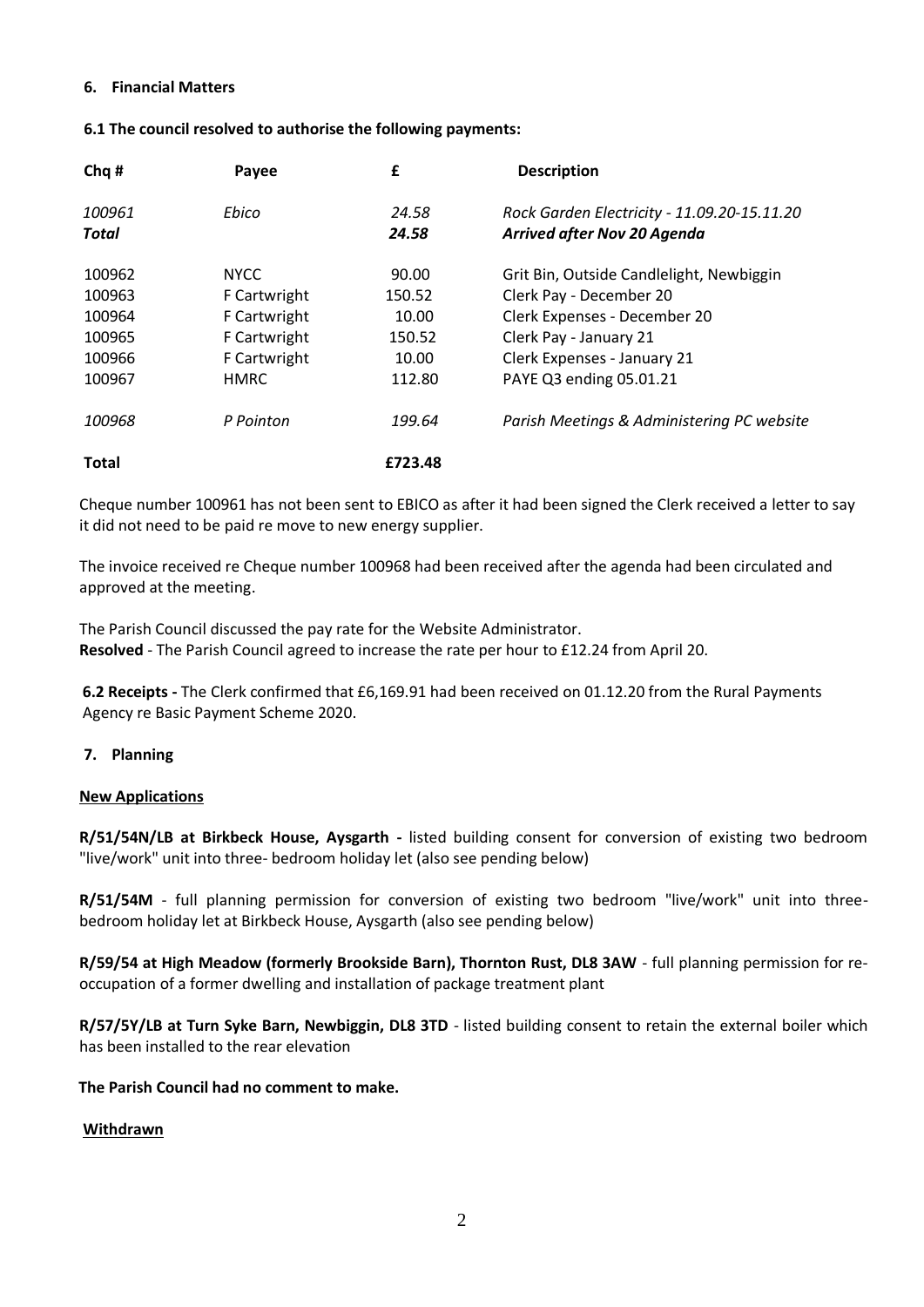## 6. Financial Matters

**6.1 The council resolved to authorise the following payments:**

| Chq # | Payee | £ | Description |
|---|---|---|---|
| *100961* | *Ebico* | *24.58* | *Rock Garden Electricity - 11.09.20-15.11.20* |
| ***Total*** | | ***24.58*** | ***Arrived after Nov 20 Agenda*** |
| 100962 | NYCC | 90.00 | Grit Bin, Outside Candlelight, Newbiggin |
| 100963 | F Cartwright | 150.52 | Clerk Pay - December 20 |
| 100964 | F Cartwright | 10.00 | Clerk Expenses - December 20 |
| 100965 | F Cartwright | 150.52 | Clerk Pay - January 21 |
| 100966 | F Cartwright | 10.00 | Clerk Expenses - January 21 |
| 100967 | HMRC | 112.80 | PAYE Q3 ending 05.01.21 |
| *100968* | *P Pointon* | *199.64* | *Parish Meetings & Administering PC website* |
| **Total** | | **£723.48** | |

Cheque number 100961 has not been sent to EBICO as after it had been signed the Clerk received a letter to say it did not need to be paid re move to new energy supplier.

The invoice received re Cheque number 100968 had been received after the agenda had been circulated and approved at the meeting.

The Parish Council discussed the pay rate for the Website Administrator.
**Resolved** - The Parish Council agreed to increase the rate per hour to £12.24 from April 20.

**6.2 Receipts -** The Clerk confirmed that £6,169.91 had been received on 01.12.20 from the Rural Payments Agency re Basic Payment Scheme 2020.

## 7. Planning

**New Applications**

**R/51/54N/LB at Birkbeck House, Aysgarth -** listed building consent for conversion of existing two bedroom "live/work" unit into three- bedroom holiday let (also see pending below)

**R/51/54M** - full planning permission for conversion of existing two bedroom "live/work" unit into three-bedroom holiday let at Birkbeck House, Aysgarth (also see pending below)

**R/59/54 at High Meadow (formerly Brookside Barn), Thornton Rust, DL8 3AW** - full planning permission for re-occupation of a former dwelling and installation of package treatment plant

**R/57/5Y/LB at Turn Syke Barn, Newbiggin, DL8 3TD** - listed building consent to retain the external boiler which has been installed to the rear elevation

**The Parish Council had no comment to make.**

**Withdrawn**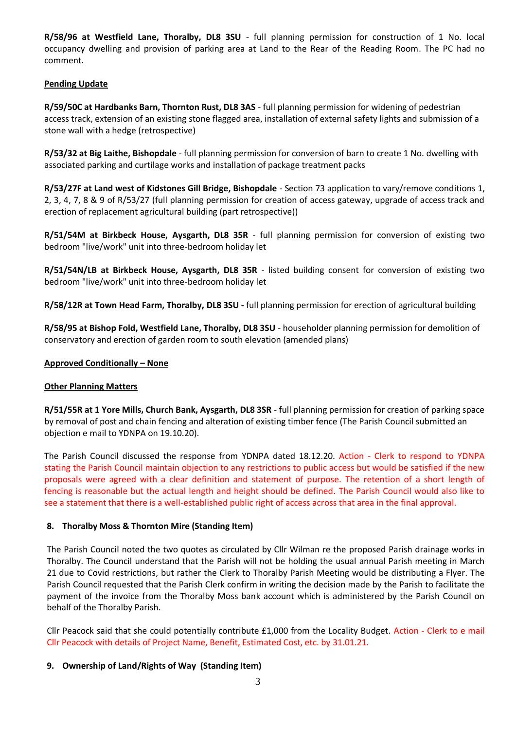**R/58/96 at Westfield Lane, Thoralby, DL8 3SU** - full planning permission for construction of 1 No. local occupancy dwelling and provision of parking area at Land to the Rear of the Reading Room. The PC had no comment.

**Pending Update**

**R/59/50C at Hardbanks Barn, Thornton Rust, DL8 3AS** - full planning permission for widening of pedestrian access track, extension of an existing stone flagged area, installation of external safety lights and submission of a stone wall with a hedge (retrospective)

**R/53/32 at Big Laithe, Bishopdale** - full planning permission for conversion of barn to create 1 No. dwelling with associated parking and curtilage works and installation of package treatment packs

**R/53/27F at Land west of Kidstones Gill Bridge, Bishopdale** - Section 73 application to vary/remove conditions 1, 2, 3, 4, 7, 8 & 9 of R/53/27 (full planning permission for creation of access gateway, upgrade of access track and erection of replacement agricultural building (part retrospective))

**R/51/54M at Birkbeck House, Aysgarth, DL8 35R** - full planning permission for conversion of existing two bedroom "live/work" unit into three-bedroom holiday let

**R/51/54N/LB at Birkbeck House, Aysgarth, DL8 35R** - listed building consent for conversion of existing two bedroom "live/work" unit into three-bedroom holiday let

**R/58/12R at Town Head Farm, Thoralby, DL8 3SU -** full planning permission for erection of agricultural building

**R/58/95 at Bishop Fold, Westfield Lane, Thoralby, DL8 3SU** - householder planning permission for demolition of conservatory and erection of garden room to south elevation (amended plans)

**Approved Conditionally – None**

**Other Planning Matters**

**R/51/55R at 1 Yore Mills, Church Bank, Aysgarth, DL8 3SR** - full planning permission for creation of parking space by removal of post and chain fencing and alteration of existing timber fence (The Parish Council submitted an objection e mail to YDNPA on 19.10.20).

The Parish Council discussed the response from YDNPA dated 18.12.20. Action - Clerk to respond to YDNPA stating the Parish Council maintain objection to any restrictions to public access but would be satisfied if the new proposals were agreed with a clear definition and statement of purpose. The retention of a short length of fencing is reasonable but the actual length and height should be defined. The Parish Council would also like to see a statement that there is a well-established public right of access across that area in the final approval.

## 8. Thoralby Moss & Thornton Mire (Standing Item)

The Parish Council noted the two quotes as circulated by Cllr Wilman re the proposed Parish drainage works in Thoralby. The Council understand that the Parish will not be holding the usual annual Parish meeting in March 21 due to Covid restrictions, but rather the Clerk to Thoralby Parish Meeting would be distributing a Flyer. The Parish Council requested that the Parish Clerk confirm in writing the decision made by the Parish to facilitate the payment of the invoice from the Thoralby Moss bank account which is administered by the Parish Council on behalf of the Thoralby Parish.

Cllr Peacock said that she could potentially contribute £1,000 from the Locality Budget. Action - Clerk to e mail Cllr Peacock with details of Project Name, Benefit, Estimated Cost, etc. by 31.01.21.

## 9. Ownership of Land/Rights of Way (Standing Item)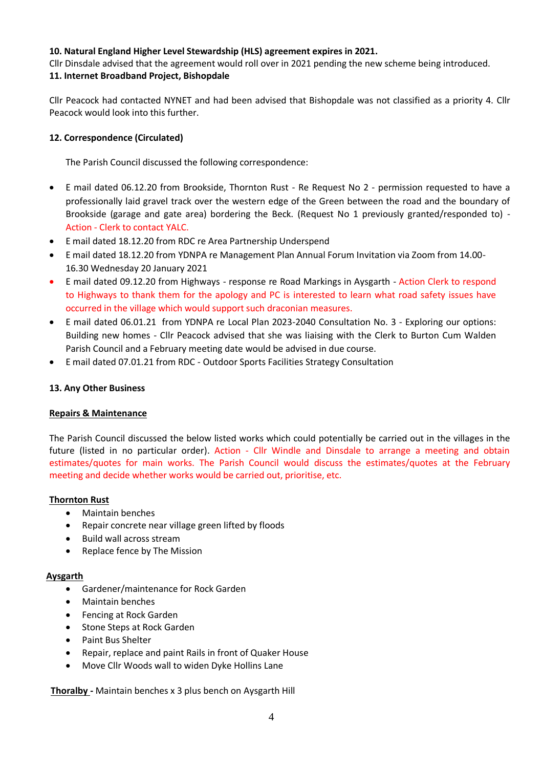**10. Natural England Higher Level Stewardship (HLS) agreement expires in 2021.**

Cllr Dinsdale advised that the agreement would roll over in 2021 pending the new scheme being introduced.

**11. Internet Broadband Project, Bishopdale**

Cllr Peacock had contacted NYNET and had been advised that Bishopdale was not classified as a priority 4. Cllr Peacock would look into this further.

**12. Correspondence (Circulated)**

The Parish Council discussed the following correspondence:

- E mail dated 06.12.20 from Brookside, Thornton Rust - Re Request No 2 - permission requested to have a professionally laid gravel track over the western edge of the Green between the road and the boundary of Brookside (garage and gate area) bordering the Beck. (Request No 1 previously granted/responded to) - Action - Clerk to contact YALC.
- E mail dated 18.12.20 from RDC re Area Partnership Underspend
- E mail dated 18.12.20 from YDNPA re Management Plan Annual Forum Invitation via Zoom from 14.00-16.30 Wednesday 20 January 2021
- E mail dated 09.12.20 from Highways - response re Road Markings in Aysgarth - Action Clerk to respond to Highways to thank them for the apology and PC is interested to learn what road safety issues have occurred in the village which would support such draconian measures.
- E mail dated 06.01.21 from YDNPA re Local Plan 2023-2040 Consultation No. 3 - Exploring our options: Building new homes - Cllr Peacock advised that she was liaising with the Clerk to Burton Cum Walden Parish Council and a February meeting date would be advised in due course.
- E mail dated 07.01.21 from RDC - Outdoor Sports Facilities Strategy Consultation

**13. Any Other Business**

**Repairs & Maintenance**

The Parish Council discussed the below listed works which could potentially be carried out in the villages in the future (listed in no particular order). Action - Cllr Windle and Dinsdale to arrange a meeting and obtain estimates/quotes for main works. The Parish Council would discuss the estimates/quotes at the February meeting and decide whether works would be carried out, prioritise, etc.

**Thornton Rust**

- Maintain benches
- Repair concrete near village green lifted by floods
- Build wall across stream
- Replace fence by The Mission

**Aysgarth**

- Gardener/maintenance for Rock Garden
- Maintain benches
- Fencing at Rock Garden
- Stone Steps at Rock Garden
- Paint Bus Shelter
- Repair, replace and paint Rails in front of Quaker House
- Move Cllr Woods wall to widen Dyke Hollins Lane

**Thoralby -** Maintain benches x 3 plus bench on Aysgarth Hill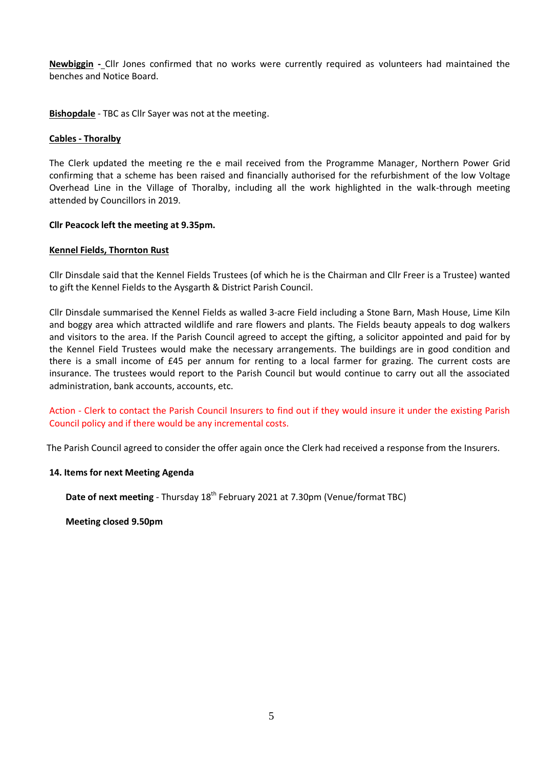**Newbiggin -** Cllr Jones confirmed that no works were currently required as volunteers had maintained the benches and Notice Board.

**Bishopdale** - TBC as Cllr Sayer was not at the meeting.

**Cables - Thoralby**

The Clerk updated the meeting re the e mail received from the Programme Manager, Northern Power Grid confirming that a scheme has been raised and financially authorised for the refurbishment of the low Voltage Overhead Line in the Village of Thoralby, including all the work highlighted in the walk-through meeting attended by Councillors in 2019.

**Cllr Peacock left the meeting at 9.35pm.**

**Kennel Fields, Thornton Rust**

Cllr Dinsdale said that the Kennel Fields Trustees (of which he is the Chairman and Cllr Freer is a Trustee) wanted to gift the Kennel Fields to the Aysgarth & District Parish Council.

Cllr Dinsdale summarised the Kennel Fields as walled 3-acre Field including a Stone Barn, Mash House, Lime Kiln and boggy area which attracted wildlife and rare flowers and plants. The Fields beauty appeals to dog walkers and visitors to the area. If the Parish Council agreed to accept the gifting, a solicitor appointed and paid for by the Kennel Field Trustees would make the necessary arrangements. The buildings are in good condition and there is a small income of £45 per annum for renting to a local farmer for grazing. The current costs are insurance. The trustees would report to the Parish Council but would continue to carry out all the associated administration, bank accounts, accounts, etc.

Action - Clerk to contact the Parish Council Insurers to find out if they would insure it under the existing Parish Council policy and if there would be any incremental costs.

The Parish Council agreed to consider the offer again once the Clerk had received a response from the Insurers.

**14. Items for next Meeting Agenda**

**Date of next meeting** - Thursday 18th February 2021 at 7.30pm (Venue/format TBC)

**Meeting closed 9.50pm**